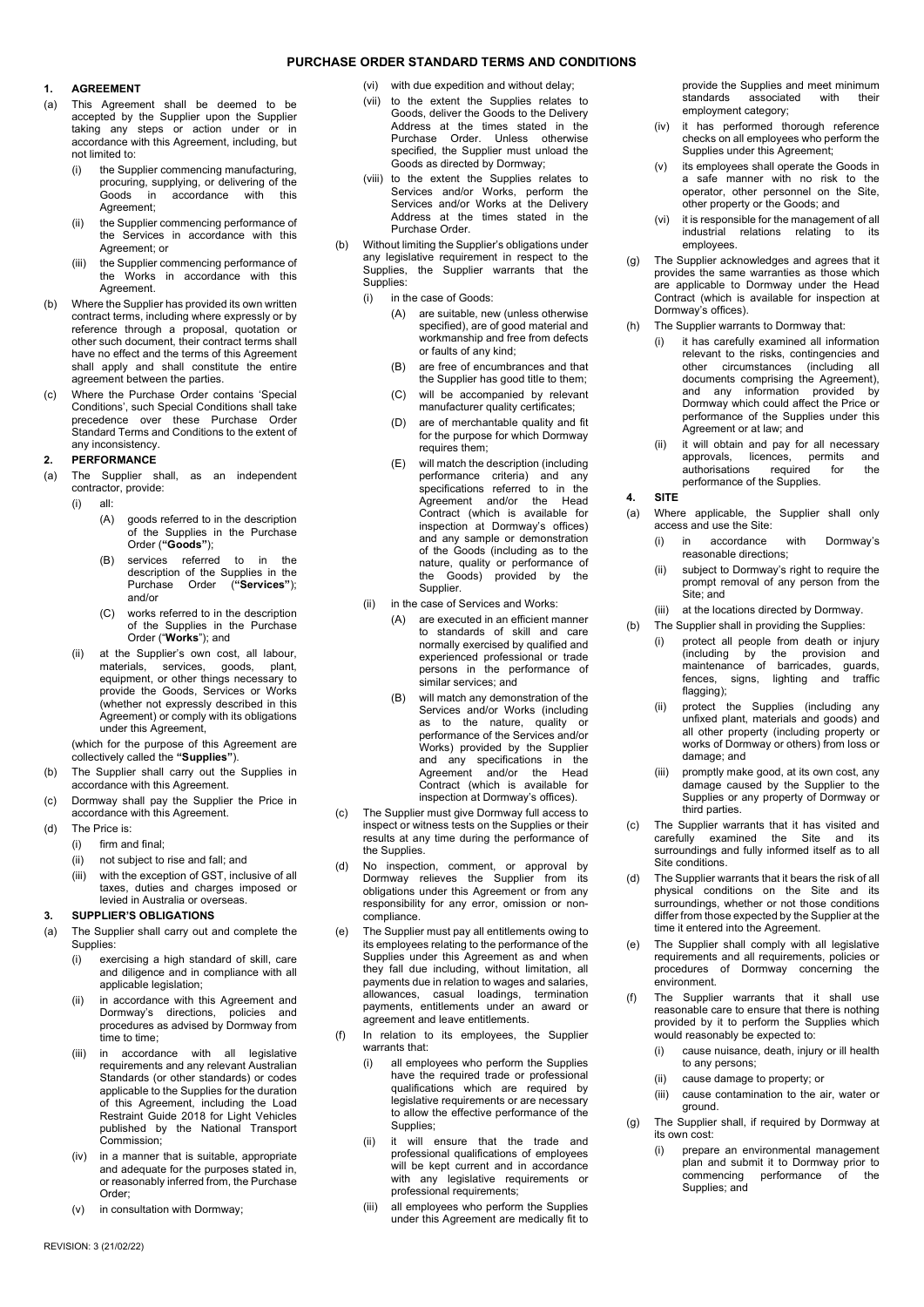# PURCHASE ORDER STANDARD TERMS AND CONDITIONS

## 1. AGREEMENT

(a) This Agreement shall be deemed to be accepted by the Supplier upon the Supplier taking any steps or action under or in accordance with this Agreement, including, but not limited to:

(i) the Supplier commencing manufacturing, procuring, supplying, or delivering of the Goods in accordance with this Agreement;

(ii) the Supplier commencing performance of the Services in accordance with this Agreement; or

(iii) the Supplier commencing performance of the Works in accordance with this Agreement.

(b) Where the Supplier has provided its own written contract terms, including where expressly or by reference through a proposal, quotation or other such document, their contract terms shall have no effect and the terms of this Agreement shall apply and shall constitute the entire agreement between the parties.

(c) Where the Purchase Order contains 'Special Conditions', such Special Conditions shall take precedence over these Purchase Order Standard Terms and Conditions to the extent of any inconsistency.

## 2. PERFORMANCE

(a) The Supplier shall, as an independent contractor, provide:

(i) all:

(A) goods referred to in the description of the Supplies in the Purchase Order (**"Goods"**);

(B) services referred to in the description of the Supplies in the Purchase Order (**"Services"**); and/or

(C) works referred to in the description of the Supplies in the Purchase Order ("**Works**"); and

(ii) at the Supplier's own cost, all labour, materials, services, goods, plant, equipment, or other things necessary to provide the Goods, Services or Works (whether not expressly described in this Agreement) or comply with its obligations under this Agreement,

(which for the purpose of this Agreement are collectively called the **"Supplies"**).

(b) The Supplier shall carry out the Supplies in accordance with this Agreement.

(c) Dormway shall pay the Supplier the Price in accordance with this Agreement.

(d) The Price is:

(i) firm and final;

(ii) not subject to rise and fall; and

(iii) with the exception of GST, inclusive of all taxes, duties and charges imposed or levied in Australia or overseas.

## 3. SUPPLIER'S OBLIGATIONS

(a) The Supplier shall carry out and complete the Supplies:

(i) exercising a high standard of skill, care and diligence and in compliance with all applicable legislation;

(ii) in accordance with this Agreement and Dormway's directions, policies and procedures as advised by Dormway from time to time;

(iii) in accordance with all legislative requirements and any relevant Australian Standards (or other standards) or codes applicable to the Supplies for the duration of this Agreement, including the Load Restraint Guide 2018 for Light Vehicles published by the National Transport Commission;

(iv) in a manner that is suitable, appropriate and adequate for the purposes stated in, or reasonably inferred from, the Purchase Order;

(v) in consultation with Dormway;

(vi) with due expedition and without delay;

(vii) to the extent the Supplies relates to Goods, deliver the Goods to the Delivery Address at the times stated in the Purchase Order. Unless otherwise specified, the Supplier must unload the Goods as directed by Dormway;

(viii) to the extent the Supplies relates to Services and/or Works, perform the Services and/or Works at the Delivery Address at the times stated in the Purchase Order.

(b) Without limiting the Supplier's obligations under any legislative requirement in respect to the Supplies, the Supplier warrants that the Supplies:

(i) in the case of Goods:

(A) are suitable, new (unless otherwise specified), are of good material and workmanship and free from defects or faults of any kind;

(B) are free of encumbrances and that the Supplier has good title to them;

(C) will be accompanied by relevant manufacturer quality certificates;

(D) are of merchantable quality and fit for the purpose for which Dormway requires them;

(E) will match the description (including performance criteria) and any specifications referred to in the Agreement and/or the Head Contract (which is available for inspection at Dormway's offices) and any sample or demonstration of the Goods (including as to the nature, quality or performance of the Goods) provided by the Supplier.

(ii) in the case of Services and Works:

(A) are executed in an efficient manner to standards of skill and care normally exercised by qualified and experienced professional or trade persons in the performance of similar services; and

(B) will match any demonstration of the Services and/or Works (including as to the nature, quality or performance of the Services and/or Works) provided by the Supplier and any specifications in the Agreement and/or the Head Contract (which is available for inspection at Dormway's offices).

(c) The Supplier must give Dormway full access to inspect or witness tests on the Supplies or their results at any time during the performance of the Supplies.

(d) No inspection, comment, or approval by Dormway relieves the Supplier from its obligations under this Agreement or from any responsibility for any error, omission or non-compliance.

(e) The Supplier must pay all entitlements owing to its employees relating to the performance of the Supplies under this Agreement as and when they fall due including, without limitation, all payments due in relation to wages and salaries, allowances, casual loadings, termination payments, entitlements under an award or agreement and leave entitlements.

(f) In relation to its employees, the Supplier warrants that:

(i) all employees who perform the Supplies have the required trade or professional qualifications which are required by legislative requirements or are necessary to allow the effective performance of the Supplies;

(ii) it will ensure that the trade and professional qualifications of employees will be kept current and in accordance with any legislative requirements or professional requirements;

(iii) all employees who perform the Supplies under this Agreement are medically fit to provide the Supplies and meet minimum standards associated with their employment category;

(iv) it has performed thorough reference checks on all employees who perform the Supplies under this Agreement;

(v) its employees shall operate the Goods in a safe manner with no risk to the operator, other personnel on the Site, other property or the Goods; and

(vi) it is responsible for the management of all industrial relations relating to its employees.

(g) The Supplier acknowledges and agrees that it provides the same warranties as those which are applicable to Dormway under the Head Contract (which is available for inspection at Dormway's offices).

(h) The Supplier warrants to Dormway that:

(i) it has carefully examined all information relevant to the risks, contingencies and other circumstances (including all documents comprising the Agreement), and any information provided by Dormway which could affect the Price or performance of the Supplies under this Agreement or at law; and

(ii) it will obtain and pay for all necessary approvals, licences, permits and authorisations required for the performance of the Supplies.

## 4. SITE

(a) Where applicable, the Supplier shall only access and use the Site:

(i) in accordance with Dormway's reasonable directions;

(ii) subject to Dormway's right to require the prompt removal of any person from the Site; and

(iii) at the locations directed by Dormway.

(b) The Supplier shall in providing the Supplies:

(i) protect all people from death or injury (including by the provision and maintenance of barricades, guards, fences, signs, lighting and traffic flagging);

(ii) protect the Supplies (including any unfixed plant, materials and goods) and all other property (including property or works of Dormway or others) from loss or damage; and

(iii) promptly make good, at its own cost, any damage caused by the Supplier to the Supplies or any property of Dormway or third parties.

(c) The Supplier warrants that it has visited and carefully examined the Site and its surroundings and fully informed itself as to all Site conditions.

(d) The Supplier warrants that it bears the risk of all physical conditions on the Site and its surroundings, whether or not those conditions differ from those expected by the Supplier at the time it entered into the Agreement.

(e) The Supplier shall comply with all legislative requirements and all requirements, policies or procedures of Dormway concerning the environment.

(f) The Supplier warrants that it shall use reasonable care to ensure that there is nothing provided by it to perform the Supplies which would reasonably be expected to:

(i) cause nuisance, death, injury or ill health to any persons;

(ii) cause damage to property; or

(iii) cause contamination to the air, water or ground.

(g) The Supplier shall, if required by Dormway at its own cost:

(i) prepare an environmental management plan and submit it to Dormway prior to commencing performance of the Supplies; and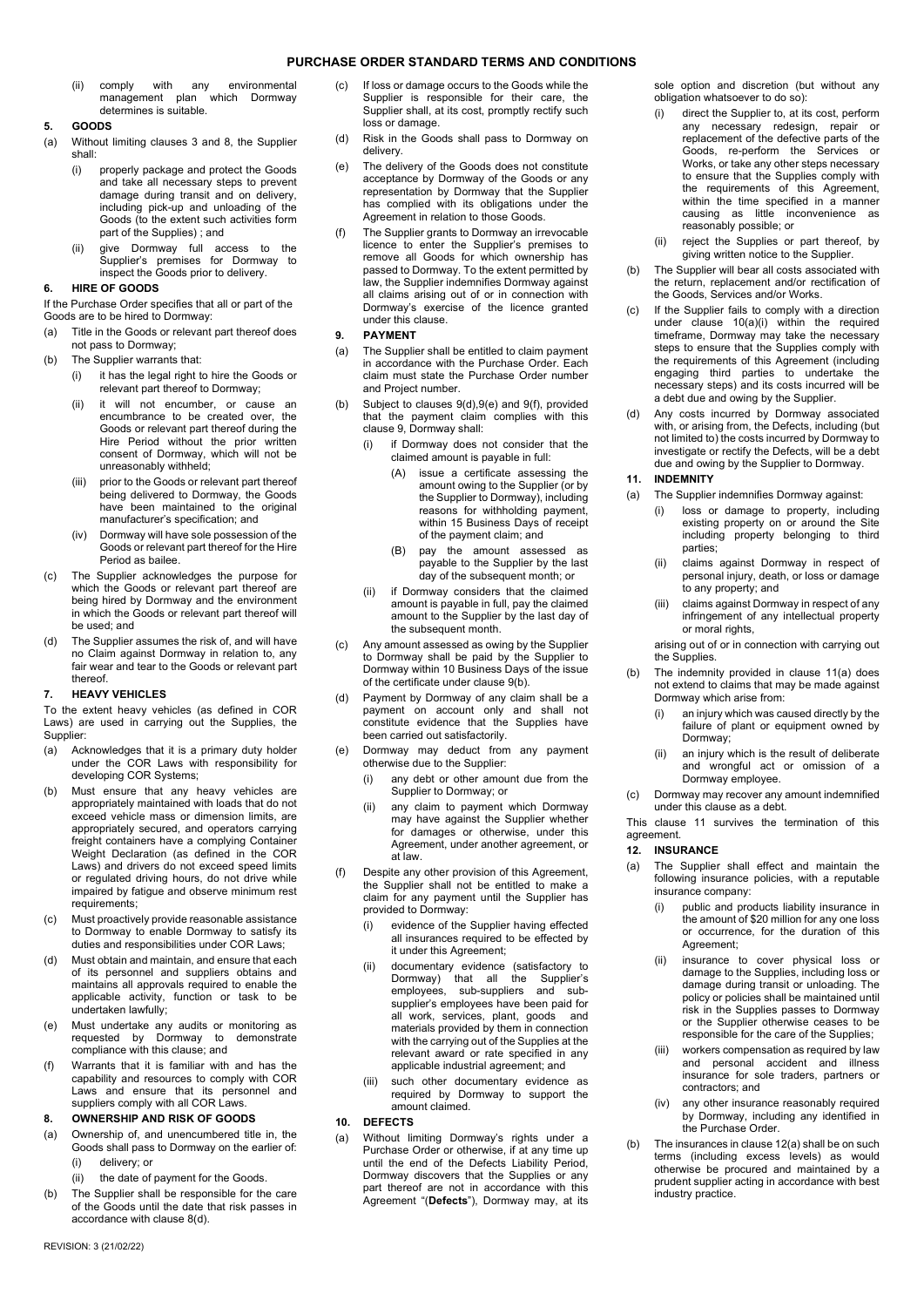(ii) comply with any environmental management plan which Dormway determines is suitable.

## 5. GOODS

(a) Without limiting clauses 3 and 8, the Supplier shall:

(i) properly package and protect the Goods and take all necessary steps to prevent damage during transit and on delivery, including pick-up and unloading of the Goods (to the extent such activities form part of the Supplies) ; and

(ii) give Dormway full access to the Supplier's premises for Dormway to inspect the Goods prior to delivery.

## 6. HIRE OF GOODS

If the Purchase Order specifies that all or part of the Goods are to be hired to Dormway:

(a) Title in the Goods or relevant part thereof does not pass to Dormway;

(b) The Supplier warrants that:

(i) it has the legal right to hire the Goods or relevant part thereof to Dormway;

(ii) it will not encumber, or cause an encumbrance to be created over, the Goods or relevant part thereof during the Hire Period without the prior written consent of Dormway, which will not be unreasonably withheld;

(iii) prior to the Goods or relevant part thereof being delivered to Dormway, the Goods have been maintained to the original manufacturer's specification; and

(iv) Dormway will have sole possession of the Goods or relevant part thereof for the Hire Period as bailee.

(c) The Supplier acknowledges the purpose for which the Goods or relevant part thereof are being hired by Dormway and the environment in which the Goods or relevant part thereof will be used; and

(d) The Supplier assumes the risk of, and will have no Claim against Dormway in relation to, any fair wear and tear to the Goods or relevant part thereof.

## 7. HEAVY VEHICLES

To the extent heavy vehicles (as defined in COR Laws) are used in carrying out the Supplies, the Supplier:

(a) Acknowledges that it is a primary duty holder under the COR Laws with responsibility for developing COR Systems;

(b) Must ensure that any heavy vehicles are appropriately maintained with loads that do not exceed vehicle mass or dimension limits, are appropriately secured, and operators carrying freight containers have a complying Container Weight Declaration (as defined in the COR Laws) and drivers do not exceed speed limits or regulated driving hours, do not drive while impaired by fatigue and observe minimum rest requirements;

(c) Must proactively provide reasonable assistance to Dormway to enable Dormway to satisfy its duties and responsibilities under COR Laws;

(d) Must obtain and maintain, and ensure that each of its personnel and suppliers obtains and maintains all approvals required to enable the applicable activity, function or task to be undertaken lawfully;

(e) Must undertake any audits or monitoring as requested by Dormway to demonstrate compliance with this clause; and

(f) Warrants that it is familiar with and has the capability and resources to comply with COR Laws and ensure that its personnel and suppliers comply with all COR Laws.

## 8. OWNERSHIP AND RISK OF GOODS

(a) Ownership of, and unencumbered title in, the Goods shall pass to Dormway on the earlier of:

(i) delivery; or

(ii) the date of payment for the Goods.

(b) The Supplier shall be responsible for the care of the Goods until the date that risk passes in accordance with clause 8(d).

(c) If loss or damage occurs to the Goods while the Supplier is responsible for their care, the Supplier shall, at its cost, promptly rectify such loss or damage.

(d) Risk in the Goods shall pass to Dormway on delivery.

(e) The delivery of the Goods does not constitute acceptance by Dormway of the Goods or any representation by Dormway that the Supplier has complied with its obligations under the Agreement in relation to those Goods.

(f) The Supplier grants to Dormway an irrevocable licence to enter the Supplier's premises to remove all Goods for which ownership has passed to Dormway. To the extent permitted by law, the Supplier indemnifies Dormway against all claims arising out of or in connection with Dormway's exercise of the licence granted under this clause.

## 9. PAYMENT

(a) The Supplier shall be entitled to claim payment in accordance with the Purchase Order. Each claim must state the Purchase Order number and Project number.

(b) Subject to clauses 9(d),9(e) and 9(f), provided that the payment claim complies with this clause 9, Dormway shall:

(i) if Dormway does not consider that the claimed amount is payable in full:

(A) issue a certificate assessing the amount owing to the Supplier (or by the Supplier to Dormway), including reasons for withholding payment, within 15 Business Days of receipt of the payment claim; and

(B) pay the amount assessed as payable to the Supplier by the last day of the subsequent month; or

(ii) if Dormway considers that the claimed amount is payable in full, pay the claimed amount to the Supplier by the last day of the subsequent month.

(c) Any amount assessed as owing by the Supplier to Dormway shall be paid by the Supplier to Dormway within 10 Business Days of the issue of the certificate under clause 9(b).

(d) Payment by Dormway of any claim shall be a payment on account only and shall not constitute evidence that the Supplies have been carried out satisfactorily.

(e) Dormway may deduct from any payment otherwise due to the Supplier:

(i) any debt or other amount due from the Supplier to Dormway; or

(ii) any claim to payment which Dormway may have against the Supplier whether for damages or otherwise, under this Agreement, under another agreement, or at law.

(f) Despite any other provision of this Agreement, the Supplier shall not be entitled to make a claim for any payment until the Supplier has provided to Dormway:

(i) evidence of the Supplier having effected all insurances required to be effected by it under this Agreement;

(ii) documentary evidence (satisfactory to Dormway) that all the Supplier's employees, sub-suppliers and sub-supplier's employees have been paid for all work, services, plant, goods and materials provided by them in connection with the carrying out of the Supplies at the relevant award or rate specified in any applicable industrial agreement; and

(iii) such other documentary evidence as required by Dormway to support the amount claimed.

## 10. DEFECTS

(a) Without limiting Dormway's rights under a Purchase Order or otherwise, if at any time up until the end of the Defects Liability Period, Dormway discovers that the Supplies or any part thereof are not in accordance with this Agreement "(**Defects**"), Dormway may, at its sole option and discretion (but without any obligation whatsoever to do so):

(i) direct the Supplier to, at its cost, perform any necessary redesign, repair or replacement of the defective parts of the Goods, re-perform the Services or Works, or take any other steps necessary to ensure that the Supplies comply with the requirements of this Agreement, within the time specified in a manner causing as little inconvenience as reasonably possible; or

(ii) reject the Supplies or part thereof, by giving written notice to the Supplier.

(b) The Supplier will bear all costs associated with the return, replacement and/or rectification of the Goods, Services and/or Works.

(c) If the Supplier fails to comply with a direction under clause 10(a)(i) within the required timeframe, Dormway may take the necessary steps to ensure that the Supplies comply with the requirements of this Agreement (including engaging third parties to undertake the necessary steps) and its costs incurred will be a debt due and owing by the Supplier.

(d) Any costs incurred by Dormway associated with, or arising from, the Defects, including (but not limited to) the costs incurred by Dormway to investigate or rectify the Defects, will be a debt due and owing by the Supplier to Dormway.

## 11. INDEMNITY

(a) The Supplier indemnifies Dormway against:

(i) loss or damage to property, including existing property on or around the Site including property belonging to third parties;

(ii) claims against Dormway in respect of personal injury, death, or loss or damage to any property; and

(iii) claims against Dormway in respect of any infringement of any intellectual property or moral rights,

arising out of or in connection with carrying out the Supplies.

(b) The indemnity provided in clause 11(a) does not extend to claims that may be made against Dormway which arise from:

(i) an injury which was caused directly by the failure of plant or equipment owned by Dormway;

(ii) an injury which is the result of deliberate and wrongful act or omission of a Dormway employee.

(c) Dormway may recover any amount indemnified under this clause as a debt.

This clause 11 survives the termination of this agreement.

## 12. INSURANCE

(a) The Supplier shall effect and maintain the following insurance policies, with a reputable insurance company:

(i) public and products liability insurance in the amount of $20 million for any one loss or occurrence, for the duration of this Agreement;

(ii) insurance to cover physical loss or damage to the Supplies, including loss or damage during transit or unloading. The policy or policies shall be maintained until risk in the Supplies passes to Dormway or the Supplier otherwise ceases to be responsible for the care of the Supplies;

(iii) workers compensation as required by law and personal accident and illness insurance for sole traders, partners or contractors; and

(iv) any other insurance reasonably required by Dormway, including any identified in the Purchase Order.

(b) The insurances in clause 12(a) shall be on such terms (including excess levels) as would otherwise be procured and maintained by a prudent supplier acting in accordance with best industry practice.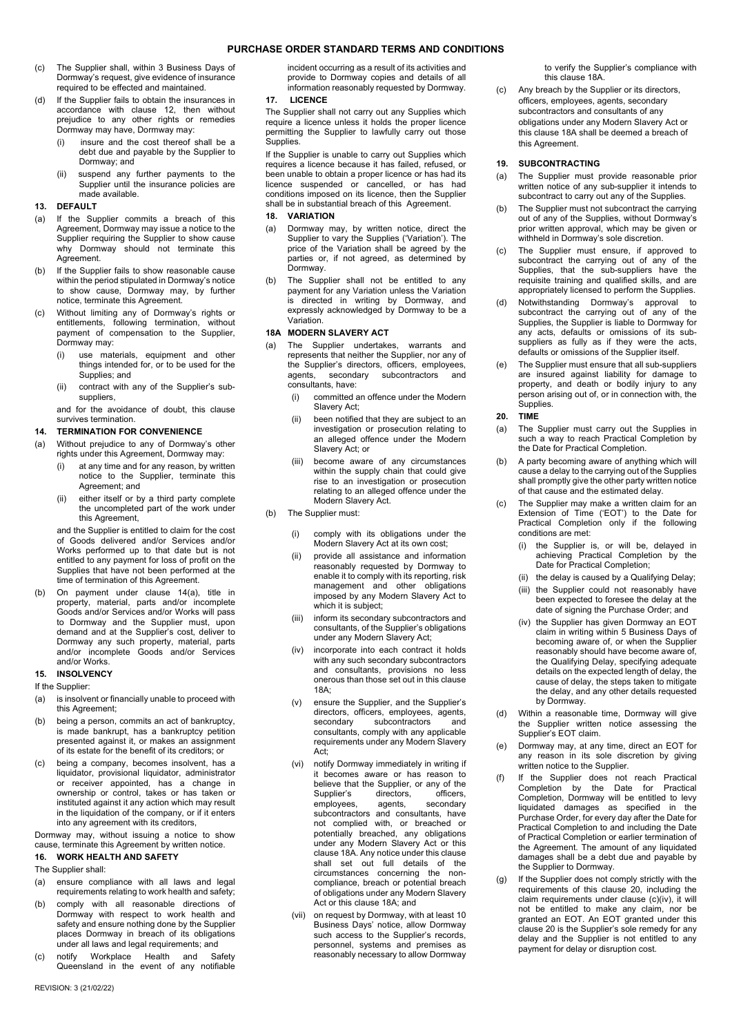(c) The Supplier shall, within 3 Business Days of Dormway's request, give evidence of insurance required to be effected and maintained.

(d) If the Supplier fails to obtain the insurances in accordance with clause 12, then without prejudice to any other rights or remedies Dormway may have, Dormway may:

   (i) insure and the cost thereof shall be a debt due and payable by the Supplier to Dormway; and

   (ii) suspend any further payments to the Supplier until the insurance policies are made available.

## 13. DEFAULT

(a) If the Supplier commits a breach of this Agreement, Dormway may issue a notice to the Supplier requiring the Supplier to show cause why Dormway should not terminate this Agreement.

(b) If the Supplier fails to show reasonable cause within the period stipulated in Dormway's notice to show cause, Dormway may, by further notice, terminate this Agreement.

(c) Without limiting any of Dormway's rights or entitlements, following termination, without payment of compensation to the Supplier, Dormway may:

   (i) use materials, equipment and other things intended for, or to be used for the Supplies; and

   (ii) contract with any of the Supplier's sub-suppliers,

   and for the avoidance of doubt, this clause survives termination.

## 14. TERMINATION FOR CONVENIENCE

(a) Without prejudice to any of Dormway's other rights under this Agreement, Dormway may:

   (i) at any time and for any reason, by written notice to the Supplier, terminate this Agreement; and

   (ii) either itself or by a third party complete the uncompleted part of the work under this Agreement,

   and the Supplier is entitled to claim for the cost of Goods delivered and/or Services and/or Works performed up to that date but is not entitled to any payment for loss of profit on the Supplies that have not been performed at the time of termination of this Agreement.

(b) On payment under clause 14(a), title in property, material, parts and/or incomplete Goods and/or Services and/or Works will pass to Dormway and the Supplier must, upon demand and at the Supplier's cost, deliver to Dormway any such property, material, parts and/or incomplete Goods and/or Services and/or Works.

## 15. INSOLVENCY

If the Supplier:

(a) is insolvent or financially unable to proceed with this Agreement;

(b) being a person, commits an act of bankruptcy, is made bankrupt, has a bankruptcy petition presented against it, or makes an assignment of its estate for the benefit of its creditors; or

(c) being a company, becomes insolvent, has a liquidator, provisional liquidator, administrator or receiver appointed, has a change in ownership or control, takes or has taken or instituted against it any action which may result in the liquidation of the company, or if it enters into any agreement with its creditors,

Dormway may, without issuing a notice to show cause, terminate this Agreement by written notice.

## 16. WORK HEALTH AND SAFETY

The Supplier shall:

(a) ensure compliance with all laws and legal requirements relating to work health and safety;

(b) comply with all reasonable directions of Dormway with respect to work health and safety and ensure nothing done by the Supplier places Dormway in breach of its obligations under all laws and legal requirements; and

(c) notify Workplace Health and Safety Queensland in the event of any notifiable incident occurring as a result of its activities and provide to Dormway copies and details of all information reasonably requested by Dormway.

## 17. LICENCE

The Supplier shall not carry out any Supplies which require a licence unless it holds the proper licence permitting the Supplier to lawfully carry out those Supplies.

If the Supplier is unable to carry out Supplies which requires a licence because it has failed, refused, or been unable to obtain a proper licence or has had its licence suspended or cancelled, or has had conditions imposed on its licence, then the Supplier shall be in substantial breach of this Agreement.

## 18. VARIATION

(a) Dormway may, by written notice, direct the Supplier to vary the Supplies ('Variation'). The price of the Variation shall be agreed by the parties or, if not agreed, as determined by Dormway.

(b) The Supplier shall not be entitled to any payment for any Variation unless the Variation is directed in writing by Dormway, and expressly acknowledged by Dormway to be a Variation.

## 18A MODERN SLAVERY ACT

(a) The Supplier undertakes, warrants and represents that neither the Supplier, nor any of the Supplier's directors, officers, employees, agents, secondary subcontractors and consultants, have:

   (i) committed an offence under the Modern Slavery Act;

   (ii) been notified that they are subject to an investigation or prosecution relating to an alleged offence under the Modern Slavery Act; or

   (iii) become aware of any circumstances within the supply chain that could give rise to an investigation or prosecution relating to an alleged offence under the Modern Slavery Act.

(b) The Supplier must:

   (i) comply with its obligations under the Modern Slavery Act at its own cost;

   (ii) provide all assistance and information reasonably requested by Dormway to enable it to comply with its reporting, risk management and other obligations imposed by any Modern Slavery Act to which it is subject;

   (iii) inform its secondary subcontractors and consultants, of the Supplier's obligations under any Modern Slavery Act;

   (iv) incorporate into each contract it holds with any such secondary subcontractors and consultants, provisions no less onerous than those set out in this clause 18A;

   (v) ensure the Supplier, and the Supplier's directors, officers, employees, agents, secondary subcontractors and consultants, comply with any applicable requirements under any Modern Slavery Act;

   (vi) notify Dormway immediately in writing if it becomes aware or has reason to believe that the Supplier, or any of the Supplier's directors, officers, employees, agents, secondary subcontractors and consultants, have not complied with, or breached or potentially breached, any obligations under any Modern Slavery Act or this clause 18A. Any notice under this clause shall set out full details of the circumstances concerning the non-compliance, breach or potential breach of obligations under any Modern Slavery Act or this clause 18A; and

   (vii) on request by Dormway, with at least 10 Business Days' notice, allow Dormway such access to the Supplier's records, personnel, systems and premises as reasonably necessary to allow Dormway to verify the Supplier's compliance with this clause 18A.

(c) Any breach by the Supplier or its directors, officers, employees, agents, secondary subcontractors and consultants of any obligations under any Modern Slavery Act or this clause 18A shall be deemed a breach of this Agreement.

## 19. SUBCONTRACTING

(a) The Supplier must provide reasonable prior written notice of any sub-supplier it intends to subcontract to carry out any of the Supplies.

(b) The Supplier must not subcontract the carrying out of any of the Supplies, without Dormway's prior written approval, which may be given or withheld in Dormway's sole discretion.

(c) The Supplier must ensure, if approved to subcontract the carrying out of any of the Supplies, that the sub-suppliers have the requisite training and qualified skills, and are appropriately licensed to perform the Supplies.

(d) Notwithstanding Dormway's approval to subcontract the carrying out of any of the Supplies, the Supplier is liable to Dormway for any acts, defaults or omissions of its sub-suppliers as fully as if they were the acts, defaults or omissions of the Supplier itself.

(e) The Supplier must ensure that all sub-suppliers are insured against liability for damage to property, and death or bodily injury to any person arising out of, or in connection with, the Supplies.

## 20. TIME

(a) The Supplier must carry out the Supplies in such a way to reach Practical Completion by the Date for Practical Completion.

(b) A party becoming aware of anything which will cause a delay to the carrying out of the Supplies shall promptly give the other party written notice of that cause and the estimated delay.

(c) The Supplier may make a written claim for an Extension of Time ('EOT') to the Date for Practical Completion only if the following conditions are met:

   (i) the Supplier is, or will be, delayed in achieving Practical Completion by the Date for Practical Completion;

   (ii) the delay is caused by a Qualifying Delay;

   (iii) the Supplier could not reasonably have been expected to foresee the delay at the date of signing the Purchase Order; and

   (iv) the Supplier has given Dormway an EOT claim in writing within 5 Business Days of becoming aware of, or when the Supplier reasonably should have become aware of, the Qualifying Delay, specifying adequate details on the expected length of delay, the cause of delay, the steps taken to mitigate the delay, and any other details requested by Dormway.

(d) Within a reasonable time, Dormway will give the Supplier written notice assessing the Supplier's EOT claim.

(e) Dormway may, at any time, direct an EOT for any reason in its sole discretion by giving written notice to the Supplier.

(f) If the Supplier does not reach Practical Completion by the Date for Practical Completion, Dormway will be entitled to levy liquidated damages as specified in the Purchase Order, for every day after the Date for Practical Completion to and including the Date of Practical Completion or earlier termination of the Agreement. The amount of any liquidated damages shall be a debt due and payable by the Supplier to Dormway.

(g) If the Supplier does not comply strictly with the requirements of this clause 20, including the claim requirements under clause (c)(iv), it will not be entitled to make any claim, nor be granted an EOT. An EOT granted under this clause 20 is the Supplier's sole remedy for any delay and the Supplier is not entitled to any payment for delay or disruption cost.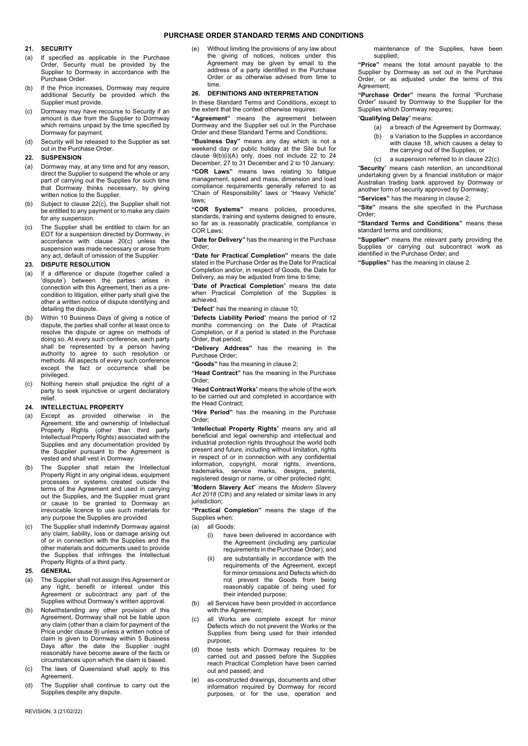# PURCHASE ORDER STANDARD TERMS AND CONDITIONS

## 21. SECURITY

(a) If specified as applicable in the Purchase Order, Security must be provided by the Supplier to Dormway in accordance with the Purchase Order.

(b) If the Price increases, Dormway may require additional Security be provided which the Supplier must provide.

(c) Dormway may have recourse to Security if an amount is due from the Supplier to Dormway which remains unpaid by the time specified by Dormway for payment.

(d) Security will be released to the Supplier as set out in the Purchase Order.

## 22. SUSPENSION

(a) Dormway may, at any time and for any reason, direct the Supplier to suspend the whole or any part of carrying out the Supplies for such time that Dormway thinks necessary, by giving written notice to the Supplier.

(b) Subject to clause 22(c), the Supplier shall not be entitled to any payment or to make any claim for any suspension.

(c) The Supplier shall be entitled to claim for an EOT for a suspension directed by Dormway, in accordance with clause 20(c) unless the suspension was made necessary or arose from any act, default of omission of the Supplier.

## 23. DISPUTE RESOLUTION

(a) If a difference or dispute (together called a 'dispute') between the parties arises in connection with this Agreement, then as a pre-condition to litigation, either party shall give the other a written notice of dispute identifying and detailing the dispute.

(b) Within 10 Business Days of giving a notice of dispute, the parties shall confer at least once to resolve the dispute or agree on methods of doing so. At every such conference, each party shall be represented by a person having authority to agree to such resolution or methods. All aspects of every such conference except the fact or occurrence shall be privileged.

(c) Nothing herein shall prejudice the right of a party to seek injunctive or urgent declaratory relief.

## 24. INTELLECTUAL PROPERTY

(a) Except as provided otherwise in the Agreement, title and ownership of Intellectual Property Rights (other than third party Intellectual Property Rights) associated with the Supplies and any documentation provided by the Supplier pursuant to the Agreement is vested and shall vest in Dormway.

(b) The Supplier shall retain the Intellectual Property Right in any original ideas, equipment processes or systems created outside the terms of the Agreement and used in carrying out the Supplies, and the Supplier must grant or cause to be granted to Dormway an irrevocable licence to use such materials for any purpose the Supplies are provided

(c) The Supplier shall indemnify Dormway against any claim, liability, loss or damage arising out of or in connection with the Supplies and the other materials and documents used to provide the Supplies that infringes the Intellectual Property Rights of a third party.

## 25. GENERAL

(a) The Supplier shall not assign this Agreement or any right, benefit or interest under this Agreement or subcontract any part of the Supplies without Dormway's written approval.

(b) Notwithstanding any other provision of this Agreement, Dormway shall not be liable upon any claim (other than a claim for payment of the Price under clause 9) unless a written notice of claim is given to Dormway within 5 Business Days after the date the Supplier ought reasonably have become aware of the facts or circumstances upon which the claim is based.

(c) The laws of Queensland shall apply to this Agreement.

(d) The Supplier shall continue to carry out the Supplies despite any dispute.

(e) Without limiting the provisions of any law about the giving of notices, notices under this Agreement may be given by email to the address of a party identified in the Purchase Order or as otherwise advised from time to time.

## 26. DEFINITIONS AND INTERPRETATION

In these Standard Terms and Conditions, except to the extent that the context otherwise requires:

**"Agreement"** means the agreement between Dormway and the Supplier set out in the Purchase Order and these Standard Terms and Conditions;

**"Business Day"** means any day which is not a weekend day or public holiday at the Site but for clause 9(b)(i)(A) only, does not include 22 to 24 December, 27 to 31 December and 2 to 10 January;

**"COR Laws"** means laws relating to fatigue management, speed and mass, dimension and load compliance requirements generally referred to as "Chain of Responsibility" laws or "Heavy Vehicle" laws;

**"COR Systems"** means policies, procedures, standards, training and systems designed to ensure, so far as is reasonably practicable, compliance in COR Laws;

"**Date for Delivery**" has the meaning in the Purchase Order;

**"Date for Practical Completion"** means the date stated in the Purchase Order as the Date for Practical Completion and/or, in respect of Goods, the Date for Delivery, as may be adjusted from time to time;

"**Date of Practical Completion**" means the date when Practical Completion of the Supplies is achieved.

"**Defect**" has the meaning in clause 10;

"**Defects Liability Period**" means the period of 12 months commencing on the Date of Practical Completion, or if a period is stated in the Purchase Order, that period;

**"Delivery Address"** has the meaning in the Purchase Order;

**"Goods"** has the meaning in clause 2;

**"Head Contract"** has the meaning in the Purchase Order;

"**Head Contract Works**" means the whole of the work to be carried out and completed in accordance with the Head Contract;

**"Hire Period"** has the meaning in the Purchase Order;

"**Intellectual Property Rights**" means any and all beneficial and legal ownership and intellectual and industrial protection rights throughout the world both present and future, including without limitation, rights in respect of or in connection with any confidential information, copyright, moral rights, inventions, trademarks, service marks, designs, patents, registered design or name, or other protected right;

"**Modern Slavery Act**" means the *Modern Slavery Act 2018* (Cth) and any related or similar laws in any jurisdiction;

**"Practical Completion"** means the stage of the Supplies when:

(a) all Goods:

 (i) have been delivered in accordance with the Agreement (including any particular requirements in the Purchase Order); and

 (ii) are substantially in accordance with the requirements of the Agreement, except for minor omissions and Defects which do not prevent the Goods from being reasonably capable of being used for their intended purpose;

(b) all Services have been provided in accordance with the Agreement;

(c) all Works are complete except for minor Defects which do not prevent the Works or the Supplies from being used for their intended purpose;

(d) those tests which Dormway requires to be carried out and passed before the Supplies reach Practical Completion have been carried out and passed; and

(e) as-constructed drawings, documents and other information required by Dormway for record purposes, or for the use, operation and maintenance of the Supplies, have been supplied;

**"Price"** means the total amount payable to the Supplier by Dormway as set out in the Purchase Order, or as adjusted under the terms of this Agreement;

**"Purchase Order"** means the formal "Purchase Order" issued by Dormway to the Supplier for the Supplies which Dormway requires;

"**Qualifying Delay**" means:

(a) a breach of the Agreement by Dormway;

(b) a Variation to the Supplies in accordance with clause 18, which causes a delay to the carrying out of the Supplies; or

(c) a suspension referred to in clause 22(c).

"**Security**" means cash retention, an unconditional undertaking given by a financial institution or major Australian trading bank approved by Dormway or another form of security approved by Dormway;

**"Services"** has the meaning in clause 2;

**"Site"** means the site specified in the Purchase Order;

**"Standard Terms and Conditions"** means these standard terms and conditions;

**"Supplier"** means the relevant party providing the Supplies or carrying out subcontract work as identified in the Purchase Order; and

**"Supplies"** has the meaning in clause 2.

REVISION: 3 (21/02/22)